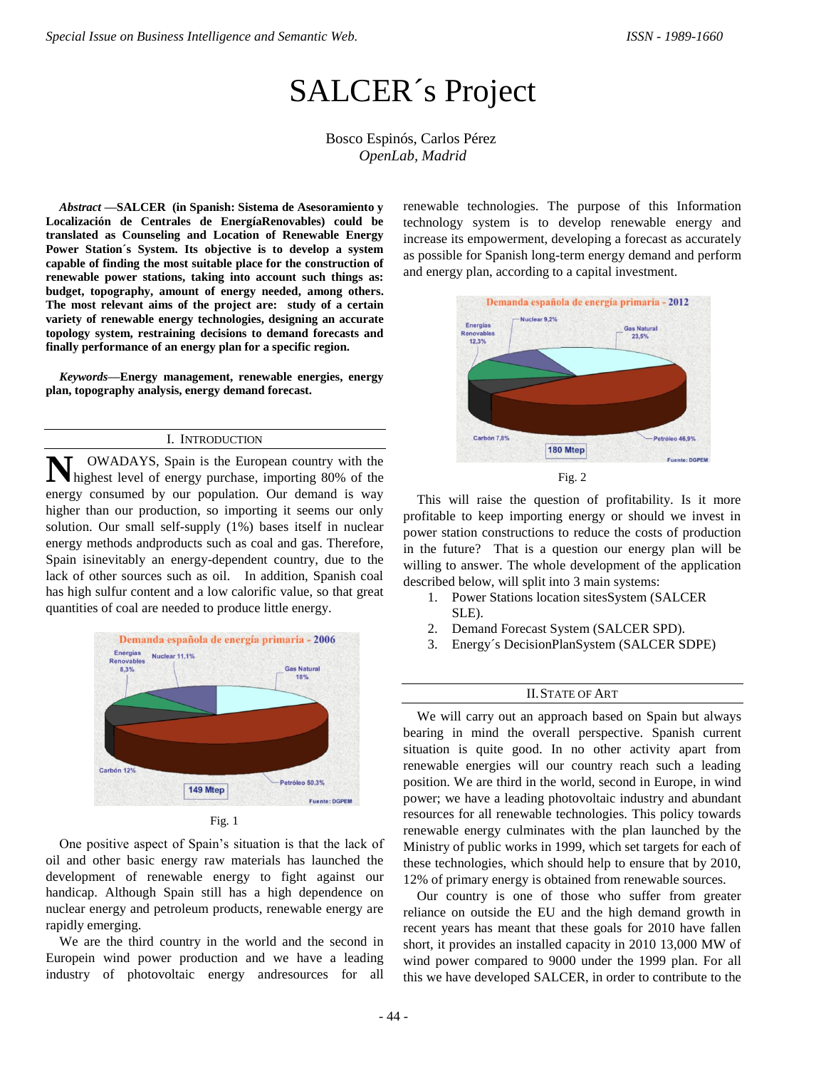# SALCER´s Project

Bosco Espinós, Carlos Pérez
*OpenLab, Madrid*

***Abstract* —SALCER (in Spanish: Sistema de Asesoramiento y Localización de Centrales de EnergíaRenovables) could be translated as Counseling and Location of Renewable Energy Power Station´s System. Its objective is to develop a system capable of finding the most suitable place for the construction of renewable power stations, taking into account such things as: budget, topography, amount of energy needed, among others. The most relevant aims of the project are: study of a certain variety of renewable energy technologies, designing an accurate topology system, restraining decisions to demand forecasts and finally performance of an energy plan for a specific region.**

***Keywords*—Energy management, renewable energies, energy plan, topography analysis, energy demand forecast.**

## I. Introduction

NOWADAYS, Spain is the European country with the highest level of energy purchase, importing 80% of the energy consumed by our population. Our demand is way higher than our production, so importing it seems our only solution. Our small self-supply (1%) bases itself in nuclear energy methods andproducts such as coal and gas. Therefore, Spain isinevitably an energy-dependent country, due to the lack of other sources such as oil. In addition, Spanish coal has high sulfur content and a low calorific value, so that great quantities of coal are needed to produce little energy.

Fig. 1

One positive aspect of Spain’s situation is that the lack of oil and other basic energy raw materials has launched the development of renewable energy to fight against our handicap. Although Spain still has a high dependence on nuclear energy and petroleum products, renewable energy are rapidly emerging.

We are the third country in the world and the second in Europein wind power production and we have a leading industry of photovoltaic energy andresources for all renewable technologies. The purpose of this Information technology system is to develop renewable energy and increase its empowerment, developing a forecast as accurately as possible for Spanish long-term energy demand and perform and energy plan, according to a capital investment.

Fig. 2

This will raise the question of profitability. Is it more profitable to keep importing energy or should we invest in power station constructions to reduce the costs of production in the future? That is a question our energy plan will be willing to answer. The whole development of the application described below, will split into 3 main systems:

1. Power Stations location sitesSystem (SALCER SLE).
2. Demand Forecast System (SALCER SPD).
3. Energy´s DecisionPlanSystem (SALCER SDPE)

## II. State of Art

We will carry out an approach based on Spain but always bearing in mind the overall perspective. Spanish current situation is quite good. In no other activity apart from renewable energies will our country reach such a leading position. We are third in the world, second in Europe, in wind power; we have a leading photovoltaic industry and abundant resources for all renewable technologies. This policy towards renewable energy culminates with the plan launched by the Ministry of public works in 1999, which set targets for each of these technologies, which should help to ensure that by 2010, 12% of primary energy is obtained from renewable sources.

Our country is one of those who suffer from greater reliance on outside the EU and the high demand growth in recent years has meant that these goals for 2010 have fallen short, it provides an installed capacity in 2010 13,000 MW of wind power compared to 9000 under the 1999 plan. For all this we have developed SALCER, in order to contribute to the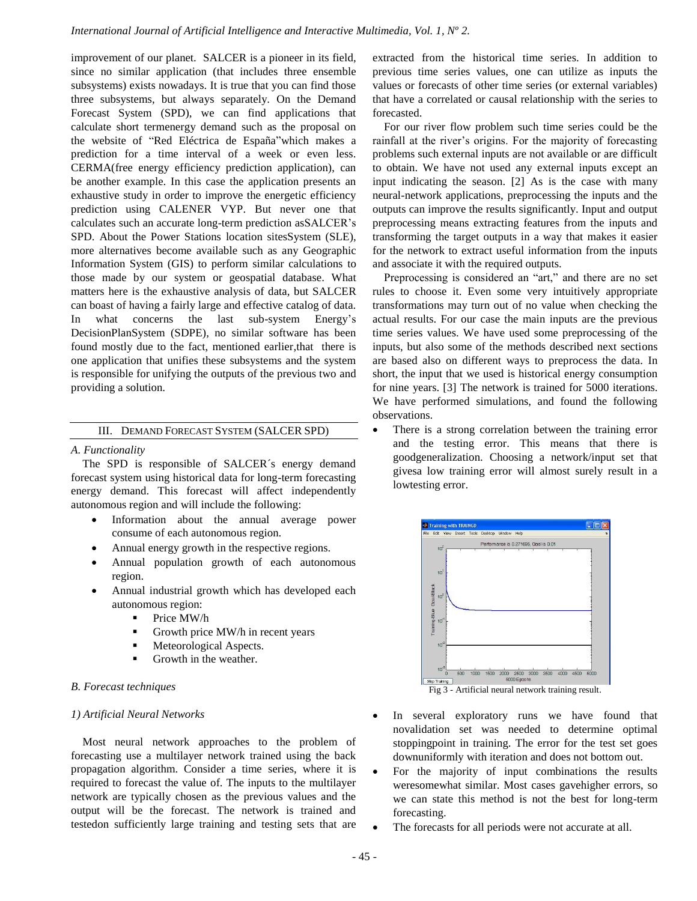improvement of our planet. SALCER is a pioneer in its field, since no similar application (that includes three ensemble subsystems) exists nowadays. It is true that you can find those three subsystems, but always separately. On the Demand Forecast System (SPD), we can find applications that calculate short termenergy demand such as the proposal on the website of "Red Eléctrica de España"which makes a prediction for a time interval of a week or even less. CERMA(free energy efficiency prediction application), can be another example. In this case the application presents an exhaustive study in order to improve the energetic efficiency prediction using CALENER VYP. But never one that calculates such an accurate long-term prediction asSALCER's SPD. About the Power Stations location sitesSystem (SLE), more alternatives become available such as any Geographic Information System (GIS) to perform similar calculations to those made by our system or geospatial database. What matters here is the exhaustive analysis of data, but SALCER can boast of having a fairly large and effective catalog of data. In what concerns the last sub-system Energy's DecisionPlanSystem (SDPE), no similar software has been found mostly due to the fact, mentioned earlier,that there is one application that unifies these subsystems and the system is responsible for unifying the outputs of the previous two and providing a solution.

## III. Demand Forecast System (SALCER SPD)

### *A. Functionality*

The SPD is responsible of SALCER´s energy demand forecast system using historical data for long-term forecasting energy demand. This forecast will affect independently autonomous region and will include the following:

- Information about the annual average power consume of each autonomous region.
- Annual energy growth in the respective regions.
- Annual population growth of each autonomous region.
- Annual industrial growth which has developed each autonomous region:
  - Price MW/h
  - Growth price MW/h in recent years
  - Meteorological Aspects.
  - Growth in the weather.

### *B. Forecast techniques*

#### *1) Artificial Neural Networks*

Most neural network approaches to the problem of forecasting use a multilayer network trained using the back propagation algorithm. Consider a time series, where it is required to forecast the value of. The inputs to the multilayer network are typically chosen as the previous values and the output will be the forecast. The network is trained and testedon sufficiently large training and testing sets that are extracted from the historical time series. In addition to previous time series values, one can utilize as inputs the values or forecasts of other time series (or external variables) that have a correlated or causal relationship with the series to forecasted.

For our river flow problem such time series could be the rainfall at the river's origins. For the majority of forecasting problems such external inputs are not available or are difficult to obtain. We have not used any external inputs except an input indicating the season. [2] As is the case with many neural-network applications, preprocessing the inputs and the outputs can improve the results significantly. Input and output preprocessing means extracting features from the inputs and transforming the target outputs in a way that makes it easier for the network to extract useful information from the inputs and associate it with the required outputs.

Preprocessing is considered an "art," and there are no set rules to choose it. Even some very intuitively appropriate transformations may turn out of no value when checking the actual results. For our case the main inputs are the previous time series values. We have used some preprocessing of the inputs, but also some of the methods described next sections are based also on different ways to preprocess the data. In short, the input that we used is historical energy consumption for nine years. [3] The network is trained for 5000 iterations. We have performed simulations, and found the following observations.

- There is a strong correlation between the training error and the testing error. This means that there is goodgeneralization. Choosing a network/input set that givesa low training error will almost surely result in a lowtesting error.

Fig 3 - Artificial neural network training result.

- In several exploratory runs we have found that novalidation set was needed to determine optimal stoppingpoint in training. The error for the test set goes downuniformly with iteration and does not bottom out.
- For the majority of input combinations the results weresomewhat similar. Most cases gavehigher errors, so we can state this method is not the best for long-term forecasting.
- The forecasts for all periods were not accurate at all.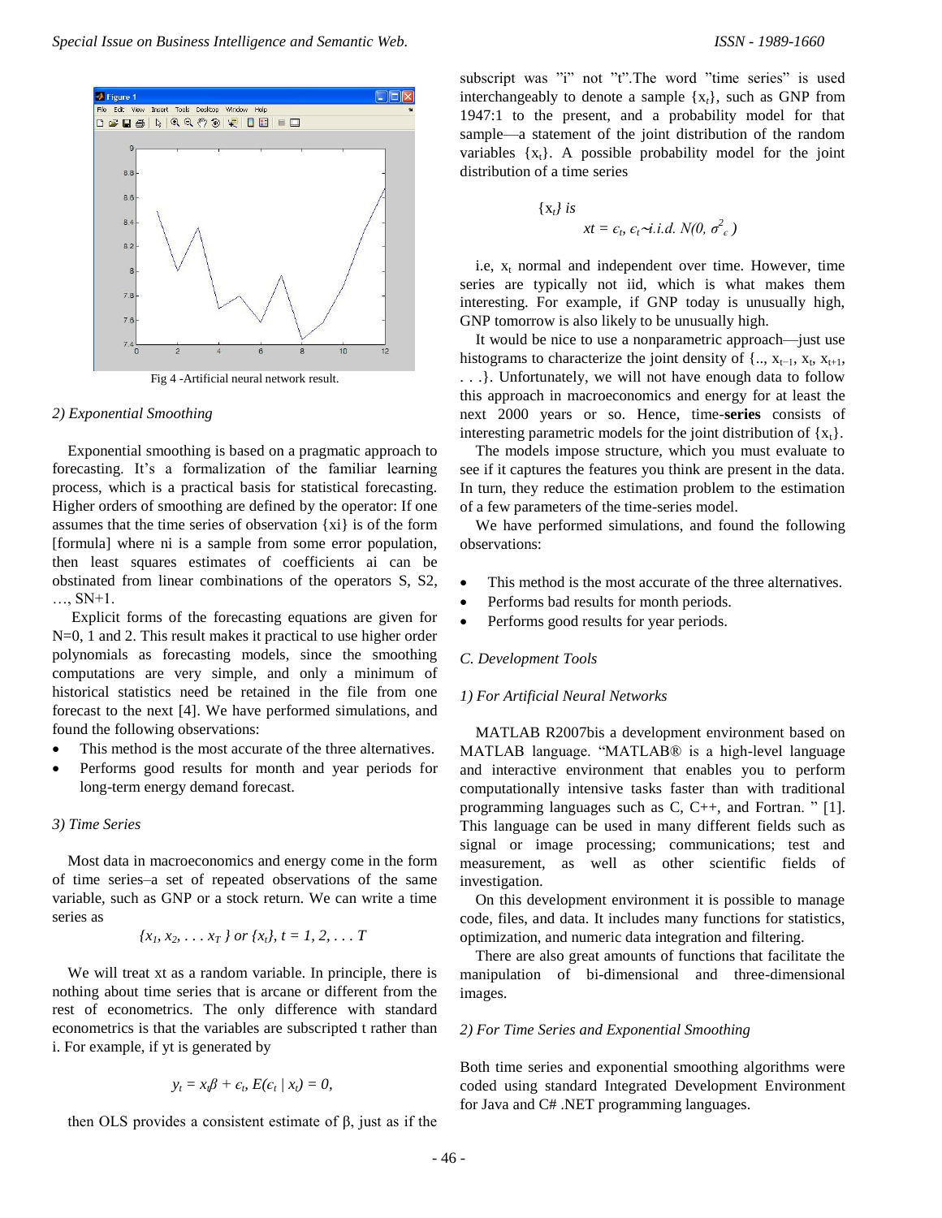Fig 4 -Artificial neural network result.

### 2) Exponential Smoothing

Exponential smoothing is based on a pragmatic approach to forecasting. It's a formalization of the familiar learning process, which is a practical basis for statistical forecasting. Higher orders of smoothing are defined by the operator: If one assumes that the time series of observation {xi} is of the form [formula] where ni is a sample from some error population, then least squares estimates of coefficients ai can be obstinated from linear combinations of the operators S, S2, …, SN+1.

Explicit forms of the forecasting equations are given for N=0, 1 and 2. This result makes it practical to use higher order polynomials as forecasting models, since the smoothing computations are very simple, and only a minimum of historical statistics need be retained in the file from one forecast to the next [4]. We have performed simulations, and found the following observations:

- This method is the most accurate of the three alternatives.
- Performs good results for month and year periods for long-term energy demand forecast.

### 3) Time Series

Most data in macroeconomics and energy come in the form of time series–a set of repeated observations of the same variable, such as GNP or a stock return. We can write a time series as

$$\{x_1, x_2, \ldots x_T\} \text{ or } \{x_t\},\ t = 1, 2, \ldots T$$

We will treat xt as a random variable. In principle, there is nothing about time series that is arcane or different from the rest of econometrics. The only difference with standard econometrics is that the variables are subscripted t rather than i. For example, if yt is generated by

$$y_t = x_t\beta + \epsilon_t,\ E(\epsilon_t \mid x_t) = 0,$$

then OLS provides a consistent estimate of β, just as if the subscript was "i" not "t".The word "time series" is used interchangeably to denote a sample $\{x_t\}$, such as GNP from 1947:1 to the present, and a probability model for that sample—a statement of the joint distribution of the random variables $\{x_t\}$. A possible probability model for the joint distribution of a time series

$\{x_t\}$ *is*

$$xt = \epsilon_t,\ \epsilon_t \sim i.i.d.\ N(0, \sigma^2_\epsilon)$$

i.e, $x_t$ normal and independent over time. However, time series are typically not iid, which is what makes them interesting. For example, if GNP today is unusually high, GNP tomorrow is also likely to be unusually high.

It would be nice to use a nonparametric approach—just use histograms to characterize the joint density of $\{.., x_{t-1}, x_t, x_{t+1}, \ldots\}$. Unfortunately, we will not have enough data to follow this approach in macroeconomics and energy for at least the next 2000 years or so. Hence, time-**series** consists of interesting parametric models for the joint distribution of $\{x_t\}$.

The models impose structure, which you must evaluate to see if it captures the features you think are present in the data. In turn, they reduce the estimation problem to the estimation of a few parameters of the time-series model.

We have performed simulations, and found the following observations:

- This method is the most accurate of the three alternatives.
- Performs bad results for month periods.
- Performs good results for year periods.

## C. Development Tools

### 1) For Artificial Neural Networks

MATLAB R2007bis a development environment based on MATLAB language. "MATLAB® is a high-level language and interactive environment that enables you to perform computationally intensive tasks faster than with traditional programming languages such as C, C++, and Fortran. " [1]. This language can be used in many different fields such as signal or image processing; communications; test and measurement, as well as other scientific fields of investigation.

On this development environment it is possible to manage code, files, and data. It includes many functions for statistics, optimization, and numeric data integration and filtering.

There are also great amounts of functions that facilitate the manipulation of bi-dimensional and three-dimensional images.

### 2) For Time Series and Exponential Smoothing

Both time series and exponential smoothing algorithms were coded using standard Integrated Development Environment for Java and C# .NET programming languages.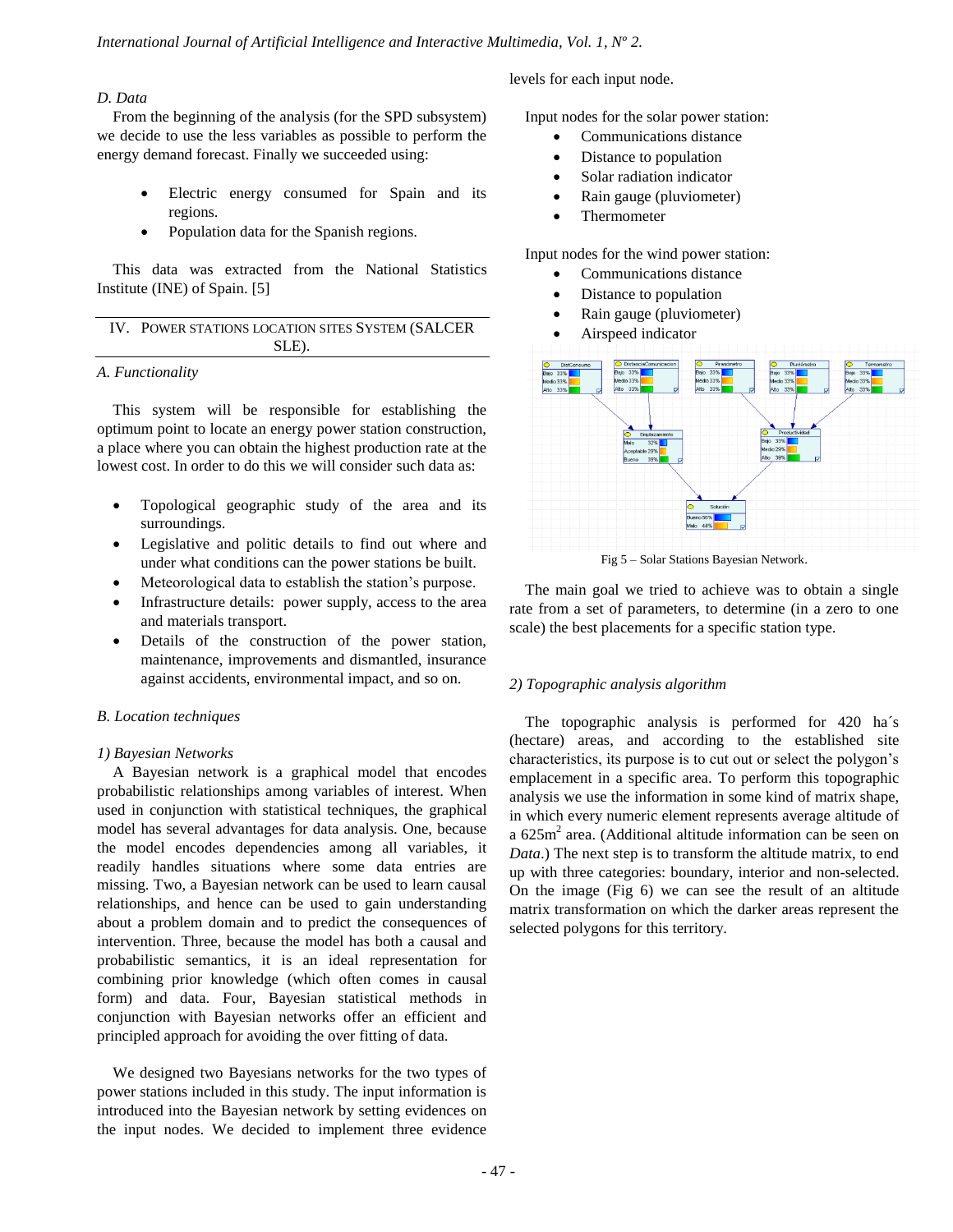### D. Data

From the beginning of the analysis (for the SPD subsystem) we decide to use the less variables as possible to perform the energy demand forecast. Finally we succeeded using:

- Electric energy consumed for Spain and its regions.
- Population data for the Spanish regions.

This data was extracted from the National Statistics Institute (INE) of Spain. [5]

## IV. Power Stations Location Sites System (SALCER SLE).

### A. Functionality

This system will be responsible for establishing the optimum point to locate an energy power station construction, a place where you can obtain the highest production rate at the lowest cost. In order to do this we will consider such data as:

- Topological geographic study of the area and its surroundings.
- Legislative and politic details to find out where and under what conditions can the power stations be built.
- Meteorological data to establish the station's purpose.
- Infrastructure details: power supply, access to the area and materials transport.
- Details of the construction of the power station, maintenance, improvements and dismantled, insurance against accidents, environmental impact, and so on.

### B. Location techniques

#### 1) Bayesian Networks

A Bayesian network is a graphical model that encodes probabilistic relationships among variables of interest. When used in conjunction with statistical techniques, the graphical model has several advantages for data analysis. One, because the model encodes dependencies among all variables, it readily handles situations where some data entries are missing. Two, a Bayesian network can be used to learn causal relationships, and hence can be used to gain understanding about a problem domain and to predict the consequences of intervention. Three, because the model has both a causal and probabilistic semantics, it is an ideal representation for combining prior knowledge (which often comes in causal form) and data. Four, Bayesian statistical methods in conjunction with Bayesian networks offer an efficient and principled approach for avoiding the over fitting of data.

We designed two Bayesians networks for the two types of power stations included in this study. The input information is introduced into the Bayesian network by setting evidences on the input nodes. We decided to implement three evidence levels for each input node.

Input nodes for the solar power station:

- Communications distance
- Distance to population
- Solar radiation indicator
- Rain gauge (pluviometer)
- Thermometer

Input nodes for the wind power station:

- Communications distance
- Distance to population
- Rain gauge (pluviometer)
- Airspeed indicator

Fig 5 – Solar Stations Bayesian Network.

The main goal we tried to achieve was to obtain a single rate from a set of parameters, to determine (in a zero to one scale) the best placements for a specific station type.

#### 2) Topographic analysis algorithm

The topographic analysis is performed for 420 ha´s (hectare) areas, and according to the established site characteristics, its purpose is to cut out or select the polygon's emplacement in a specific area. To perform this topographic analysis we use the information in some kind of matrix shape, in which every numeric element represents average altitude of a 625m$^2$ area. (Additional altitude information can be seen on *Data*.) The next step is to transform the altitude matrix, to end up with three categories: boundary, interior and non-selected. On the image (Fig 6) we can see the result of an altitude matrix transformation on which the darker areas represent the selected polygons for this territory.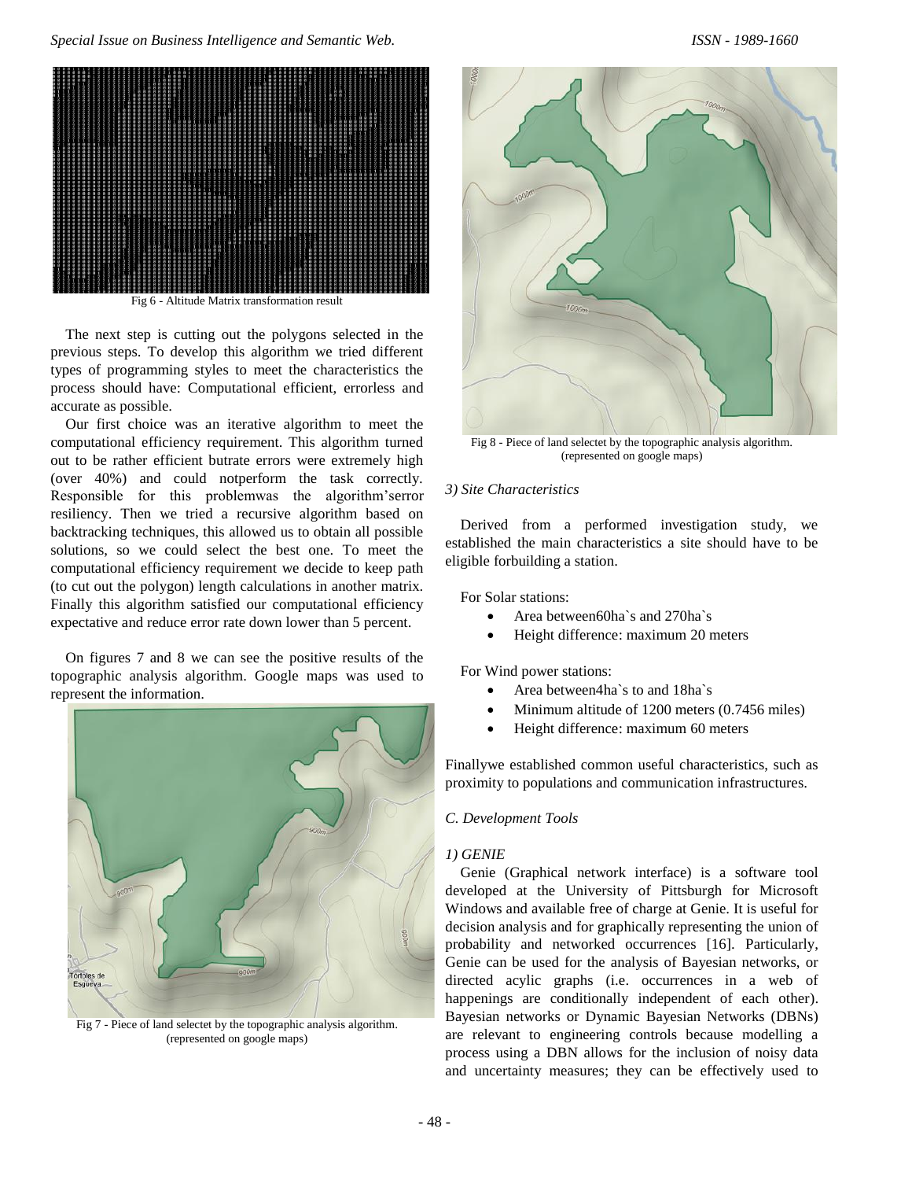Fig 6 - Altitude Matrix transformation result

The next step is cutting out the polygons selected in the previous steps. To develop this algorithm we tried different types of programming styles to meet the characteristics the process should have: Computational efficient, errorless and accurate as possible.

Our first choice was an iterative algorithm to meet the computational efficiency requirement. This algorithm turned out to be rather efficient butrate errors were extremely high (over 40%) and could notperform the task correctly. Responsible for this problemwas the algorithm'serror resiliency. Then we tried a recursive algorithm based on backtracking techniques, this allowed us to obtain all possible solutions, so we could select the best one. To meet the computational efficiency requirement we decide to keep path (to cut out the polygon) length calculations in another matrix. Finally this algorithm satisfied our computational efficiency expectative and reduce error rate down lower than 5 percent.

On figures 7 and 8 we can see the positive results of the topographic analysis algorithm. Google maps was used to represent the information.

Fig 7 - Piece of land selectet by the topographic analysis algorithm. (represented on google maps)

Fig 8 - Piece of land selectet by the topographic analysis algorithm. (represented on google maps)

### *3) Site Characteristics*

Derived from a performed investigation study, we established the main characteristics a site should have to be eligible forbuilding a station.

For Solar stations:

- Area between60ha`s and 270ha`s
- Height difference: maximum 20 meters

For Wind power stations:

- Area between4ha`s to and 18ha`s
- Minimum altitude of 1200 meters (0.7456 miles)
- Height difference: maximum 60 meters

Finallywe established common useful characteristics, such as proximity to populations and communication infrastructures.

## *C. Development Tools*

### *1) GENIE*

Genie (Graphical network interface) is a software tool developed at the University of Pittsburgh for Microsoft Windows and available free of charge at Genie. It is useful for decision analysis and for graphically representing the union of probability and networked occurrences [16]. Particularly, Genie can be used for the analysis of Bayesian networks, or directed acylic graphs (i.e. occurrences in a web of happenings are conditionally independent of each other). Bayesian networks or Dynamic Bayesian Networks (DBNs) are relevant to engineering controls because modelling a process using a DBN allows for the inclusion of noisy data and uncertainty measures; they can be effectively used to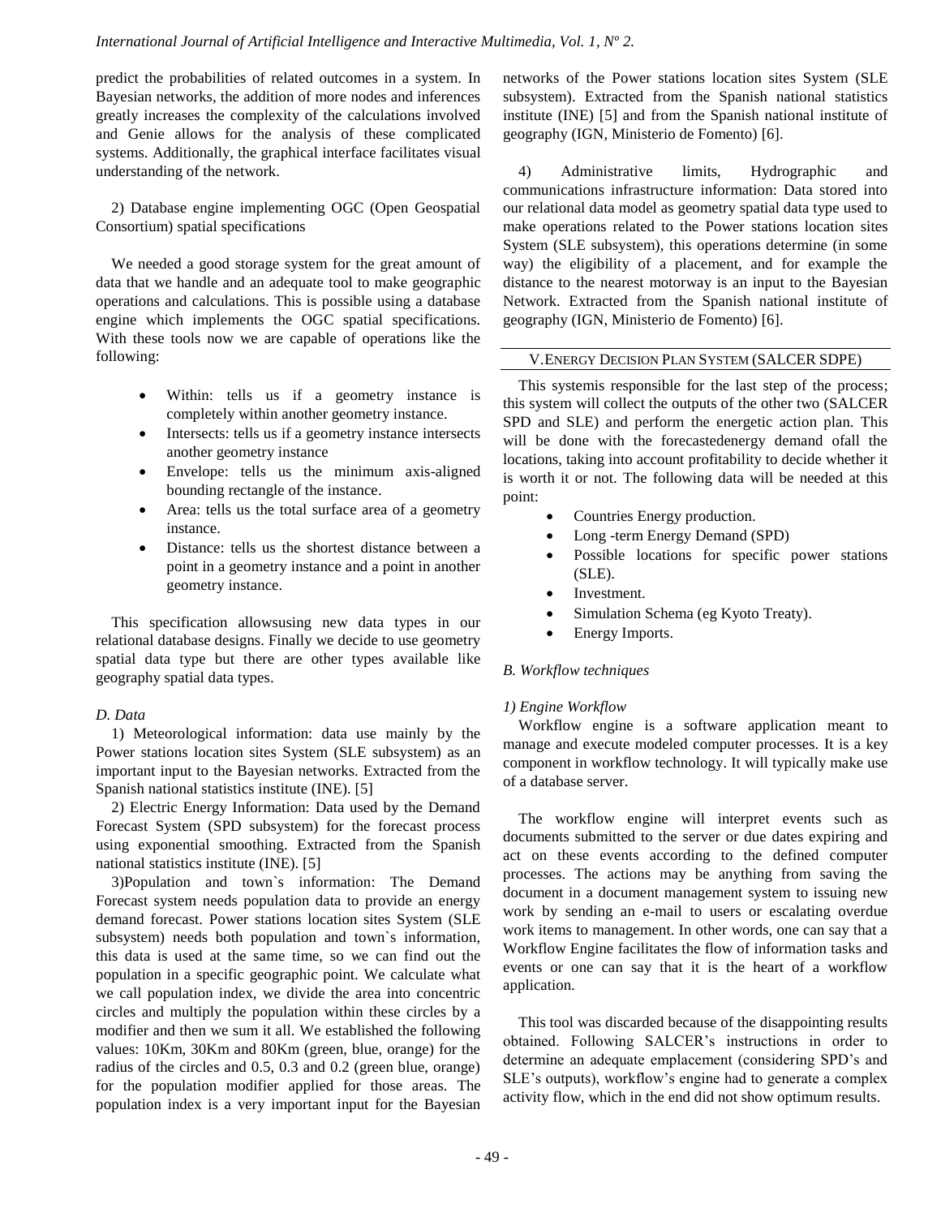predict the probabilities of related outcomes in a system. In Bayesian networks, the addition of more nodes and inferences greatly increases the complexity of the calculations involved and Genie allows for the analysis of these complicated systems. Additionally, the graphical interface facilitates visual understanding of the network.

2) Database engine implementing OGC (Open Geospatial Consortium) spatial specifications

We needed a good storage system for the great amount of data that we handle and an adequate tool to make geographic operations and calculations. This is possible using a database engine which implements the OGC spatial specifications. With these tools now we are capable of operations like the following:

- Within: tells us if a geometry instance is completely within another geometry instance.
- Intersects: tells us if a geometry instance intersects another geometry instance
- Envelope: tells us the minimum axis-aligned bounding rectangle of the instance.
- Area: tells us the total surface area of a geometry instance.
- Distance: tells us the shortest distance between a point in a geometry instance and a point in another geometry instance.

This specification allowsusing new data types in our relational database designs. Finally we decide to use geometry spatial data type but there are other types available like geography spatial data types.

*D. Data*

1) Meteorological information: data use mainly by the Power stations location sites System (SLE subsystem) as an important input to the Bayesian networks. Extracted from the Spanish national statistics institute (INE). [5]

2) Electric Energy Information: Data used by the Demand Forecast System (SPD subsystem) for the forecast process using exponential smoothing. Extracted from the Spanish national statistics institute (INE). [5]

3)Population and town`s information: The Demand Forecast system needs population data to provide an energy demand forecast. Power stations location sites System (SLE subsystem) needs both population and town`s information, this data is used at the same time, so we can find out the population in a specific geographic point. We calculate what we call population index, we divide the area into concentric circles and multiply the population within these circles by a modifier and then we sum it all. We established the following values: 10Km, 30Km and 80Km (green, blue, orange) for the radius of the circles and 0.5, 0.3 and 0.2 (green blue, orange) for the population modifier applied for those areas. The population index is a very important input for the Bayesian networks of the Power stations location sites System (SLE subsystem). Extracted from the Spanish national statistics institute (INE) [5] and from the Spanish national institute of geography (IGN, Ministerio de Fomento) [6].

4) Administrative limits, Hydrographic and communications infrastructure information: Data stored into our relational data model as geometry spatial data type used to make operations related to the Power stations location sites System (SLE subsystem), this operations determine (in some way) the eligibility of a placement, and for example the distance to the nearest motorway is an input to the Bayesian Network. Extracted from the Spanish national institute of geography (IGN, Ministerio de Fomento) [6].

## V. Energy Decision Plan System (SALCER SDPE)

This systemis responsible for the last step of the process; this system will collect the outputs of the other two (SALCER SPD and SLE) and perform the energetic action plan. This will be done with the forecastedenergy demand ofall the locations, taking into account profitability to decide whether it is worth it or not. The following data will be needed at this point:

- Countries Energy production.
- Long -term Energy Demand (SPD)
- Possible locations for specific power stations (SLE).
- Investment.
- Simulation Schema (eg Kyoto Treaty).
- Energy Imports.

*B. Workflow techniques*

*1) Engine Workflow*

Workflow engine is a software application meant to manage and execute modeled computer processes. It is a key component in workflow technology. It will typically make use of a database server.

The workflow engine will interpret events such as documents submitted to the server or due dates expiring and act on these events according to the defined computer processes. The actions may be anything from saving the document in a document management system to issuing new work by sending an e-mail to users or escalating overdue work items to management. In other words, one can say that a Workflow Engine facilitates the flow of information tasks and events or one can say that it is the heart of a workflow application.

This tool was discarded because of the disappointing results obtained. Following SALCER's instructions in order to determine an adequate emplacement (considering SPD's and SLE's outputs), workflow's engine had to generate a complex activity flow, which in the end did not show optimum results.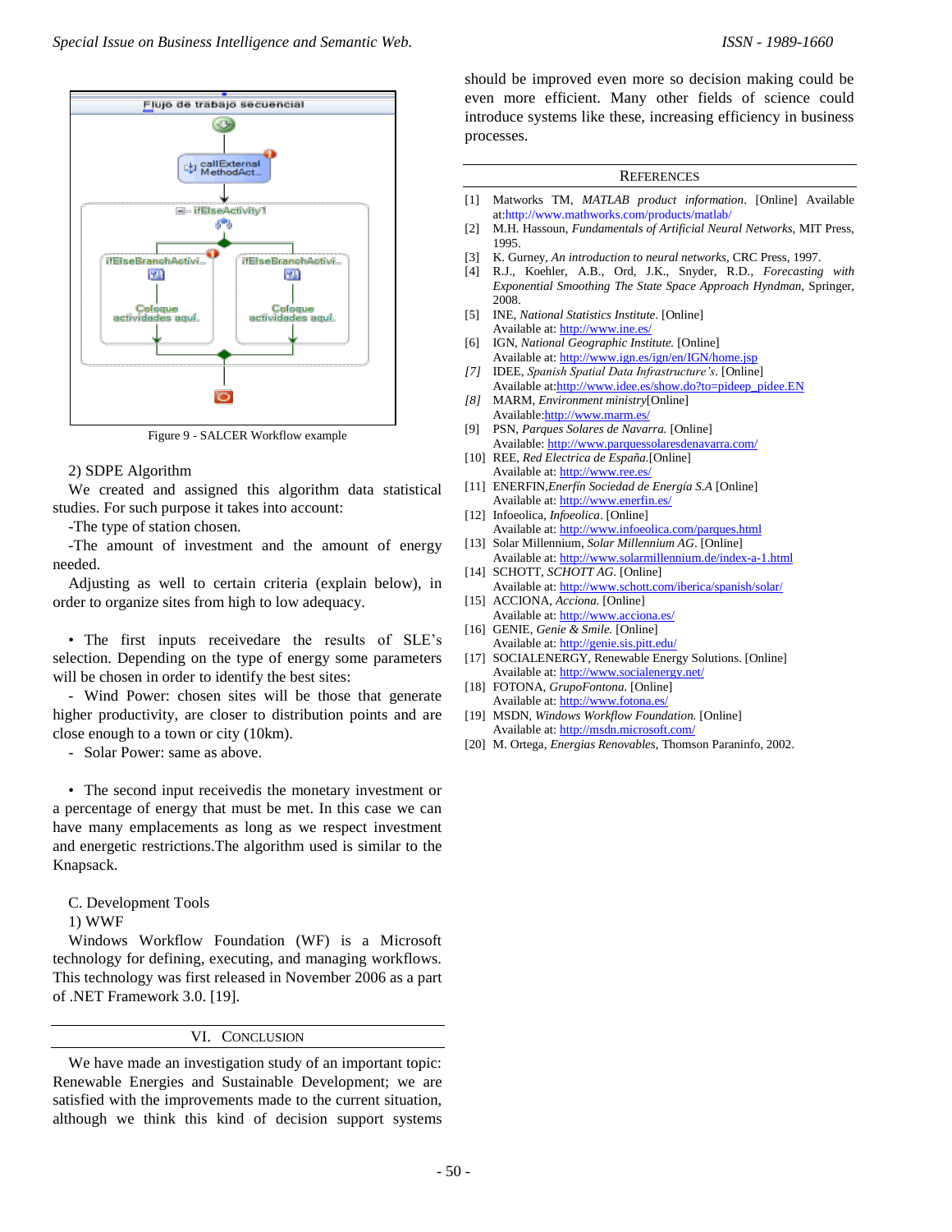Figure 9 - SALCER Workflow example

2) SDPE Algorithm

We created and assigned this algorithm data statistical studies. For such purpose it takes into account:

-The type of station chosen.

-The amount of investment and the amount of energy needed.

Adjusting as well to certain criteria (explain below), in order to organize sites from high to low adequacy.

• The first inputs receivedare the results of SLE's selection. Depending on the type of energy some parameters will be chosen in order to identify the best sites:

- Wind Power: chosen sites will be those that generate higher productivity, are closer to distribution points and are close enough to a town or city (10km).
- Solar Power: same as above.

• The second input receivedis the monetary investment or a percentage of energy that must be met. In this case we can have many emplacements as long as we respect investment and energetic restrictions.The algorithm used is similar to the Knapsack.

C. Development Tools

1) WWF

Windows Workflow Foundation (WF) is a Microsoft technology for defining, executing, and managing workflows. This technology was first released in November 2006 as a part of .NET Framework 3.0. [19].

## VI. Conclusion

We have made an investigation study of an important topic: Renewable Energies and Sustainable Development; we are satisfied with the improvements made to the current situation, although we think this kind of decision support systems should be improved even more so decision making could be even more efficient. Many other fields of science could introduce systems like these, increasing efficiency in business processes.

## References

[1] Matworks TM, *MATLAB product information*. [Online] Available at:http://www.mathworks.com/products/matlab/

[2] M.H. Hassoun, *Fundamentals of Artificial Neural Networks*, MIT Press, 1995.

[3] K. Gurney, *An introduction to neural networks*, CRC Press, 1997.

[4] R.J., Koehler, A.B., Ord, J.K., Snyder, R.D., *Forecasting with Exponential Smoothing The State Space Approach Hyndman*, Springer, 2008.

[5] INE, *National Statistics Institute*. [Online] Available at: http://www.ine.es/

[6] IGN, *National Geographic Institute.* [Online] Available at: http://www.ign.es/ign/en/IGN/home.jsp

[7] IDEE, *Spanish Spatial Data Infrastructure's*. [Online] Available at:http://www.idee.es/show.do?to=pideep_pidee.EN

[8] MARM, *Environment ministry*[Online] Available:http://www.marm.es/

[9] PSN, *Parques Solares de Navarra.* [Online] Available: http://www.parquessolaresdenavarra.com/

[10] REE, *Red Electrica de España*.[Online] Available at: http://www.ree.es/

[11] ENERFIN,*Enerfín Sociedad de Energía S.A* [Online] Available at: http://www.enerfin.es/

[12] Infoeolica, *Infoeolica*. [Online] Available at: http://www.infoeolica.com/parques.html

[13] Solar Millennium, *Solar Millennium AG*. [Online] Available at: http://www.solarmillennium.de/index-a-1.html

[14] SCHOTT, *SCHOTT AG.* [Online] Available at: http://www.schott.com/iberica/spanish/solar/

[15] ACCIONA, *Acciona.* [Online] Available at: http://www.acciona.es/

[16] GENIE, *Genie & Smile.* [Online] Available at: http://genie.sis.pitt.edu/

[17] SOCIALENERGY, Renewable Energy Solutions. [Online] Available at: http://www.socialenergy.net/

[18] FOTONA, *GrupoFontona.* [Online] Available at: http://www.fotona.es/

[19] MSDN, *Windows Workflow Foundation.* [Online] Available at: http://msdn.microsoft.com/

[20] M. Ortega, *Energias Renovables*, Thomson Paraninfo, 2002.